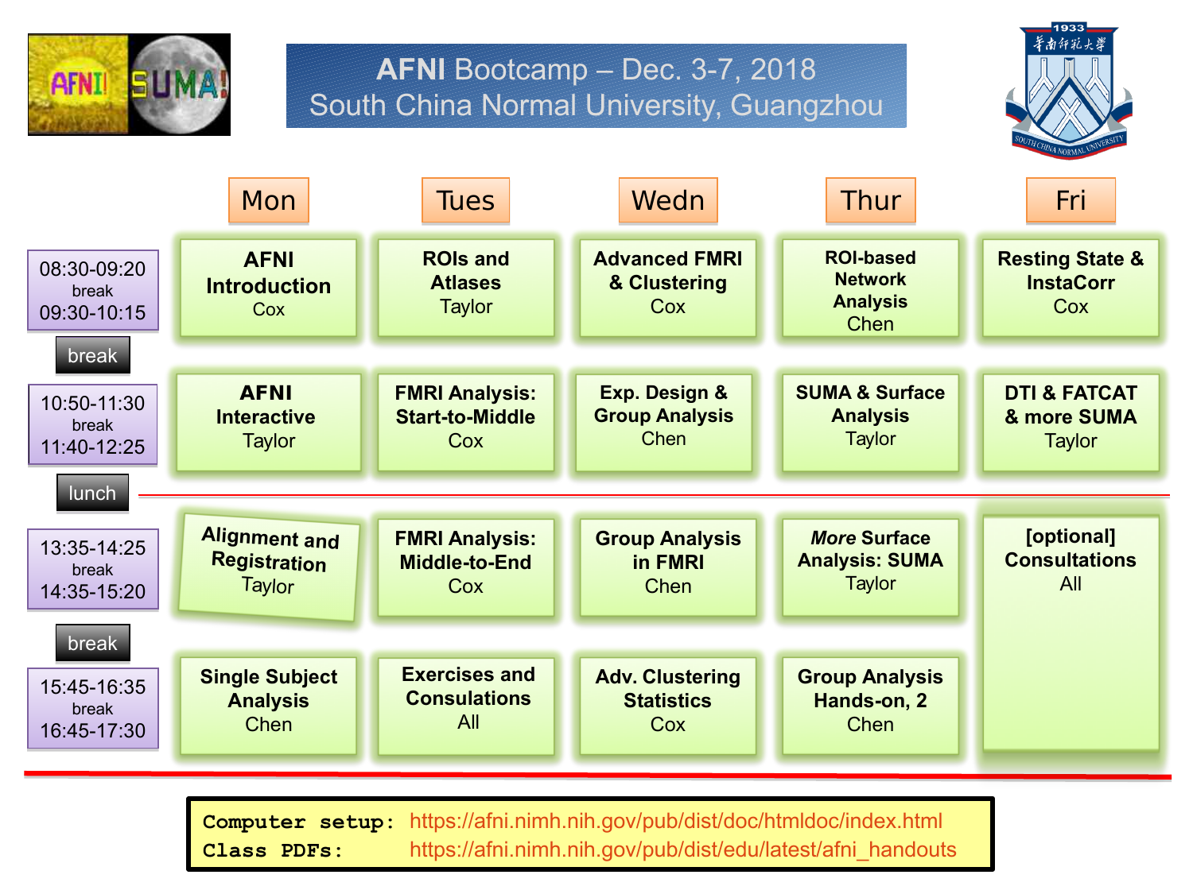# AFNI Bootcamp – Dec. 3-7, 2018
## South China Normal University, Guangzhou

| | Mon | Tues | Wedn | Thur | Fri |
|---|---|---|---|---|---|
| 08:30-09:20<br>break<br>09:30-10:15 | **AFNI Introduction**<br>Cox | **ROIs and Atlases**<br>Taylor | **Advanced FMRI & Clustering**<br>Cox | **ROI-based Network Analysis**<br>Chen | **Resting State & InstaCorr**<br>Cox |
| break | | | | | |
| 10:50-11:30<br>break<br>11:40-12:25 | **AFNI Interactive**<br>Taylor | **FMRI Analysis: Start-to-Middle**<br>Cox | **Exp. Design & Group Analysis**<br>Chen | **SUMA & Surface Analysis**<br>Taylor | **DTI & FATCAT & more SUMA**<br>Taylor |
| lunch | | | | | |
| 13:35-14:25<br>break<br>14:35-15:20 | **Alignment and Registration**<br>Taylor | **FMRI Analysis: Middle-to-End**<br>Cox | **Group Analysis in FMRI**<br>Chen | ***More* Surface Analysis: SUMA**<br>Taylor | **[optional] Consultations**<br>All |
| break | | | | | |
| 15:45-16:35<br>break<br>16:45-17:30 | **Single Subject Analysis**<br>Chen | **Exercises and Consulations**<br>All | **Adv. Clustering Statistics**<br>Cox | **Group Analysis Hands-on, 2**<br>Chen | |

**Computer setup:** https://afni.nimh.nih.gov/pub/dist/doc/htmldoc/index.html
**Class PDFs:** https://afni.nimh.nih.gov/pub/dist/edu/latest/afni_handouts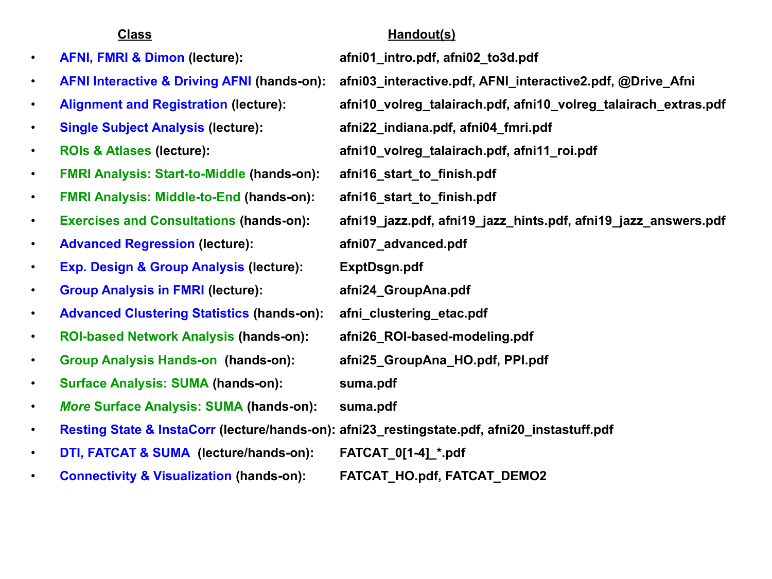| Class | Handout(s) |
| --- | --- |
| AFNI, FMRI & Dimon (lecture): | afni01_intro.pdf, afni02_to3d.pdf |
| AFNI Interactive & Driving AFNI (hands-on): | afni03_interactive.pdf, AFNI_interactive2.pdf, @Drive_Afni |
| Alignment and Registration (lecture): | afni10_volreg_talairach.pdf, afni10_volreg_talairach_extras.pdf |
| Single Subject Analysis (lecture): | afni22_indiana.pdf, afni04_fmri.pdf |
| ROIs & Atlases (lecture): | afni10_volreg_talairach.pdf, afni11_roi.pdf |
| FMRI Analysis: Start-to-Middle (hands-on): | afni16_start_to_finish.pdf |
| FMRI Analysis: Middle-to-End (hands-on): | afni16_start_to_finish.pdf |
| Exercises and Consultations (hands-on): | afni19_jazz.pdf, afni19_jazz_hints.pdf, afni19_jazz_answers.pdf |
| Advanced Regression (lecture): | afni07_advanced.pdf |
| Exp. Design & Group Analysis (lecture): | ExptDsgn.pdf |
| Group Analysis in FMRI (lecture): | afni24_GroupAna.pdf |
| Advanced Clustering Statistics (hands-on): | afni_clustering_etac.pdf |
| ROI-based Network Analysis (hands-on): | afni26_ROI-based-modeling.pdf |
| Group Analysis Hands-on (hands-on): | afni25_GroupAna_HO.pdf, PPI.pdf |
| Surface Analysis: SUMA (hands-on): | suma.pdf |
| *More* Surface Analysis: SUMA (hands-on): | suma.pdf |
| Resting State & InstaCorr (lecture/hands-on): | afni23_restingstate.pdf, afni20_instastuff.pdf |
| DTI, FATCAT & SUMA (lecture/hands-on): | FATCAT_0[1-4]_*.pdf |
| Connectivity & Visualization (hands-on): | FATCAT_HO.pdf, FATCAT_DEMO2 |